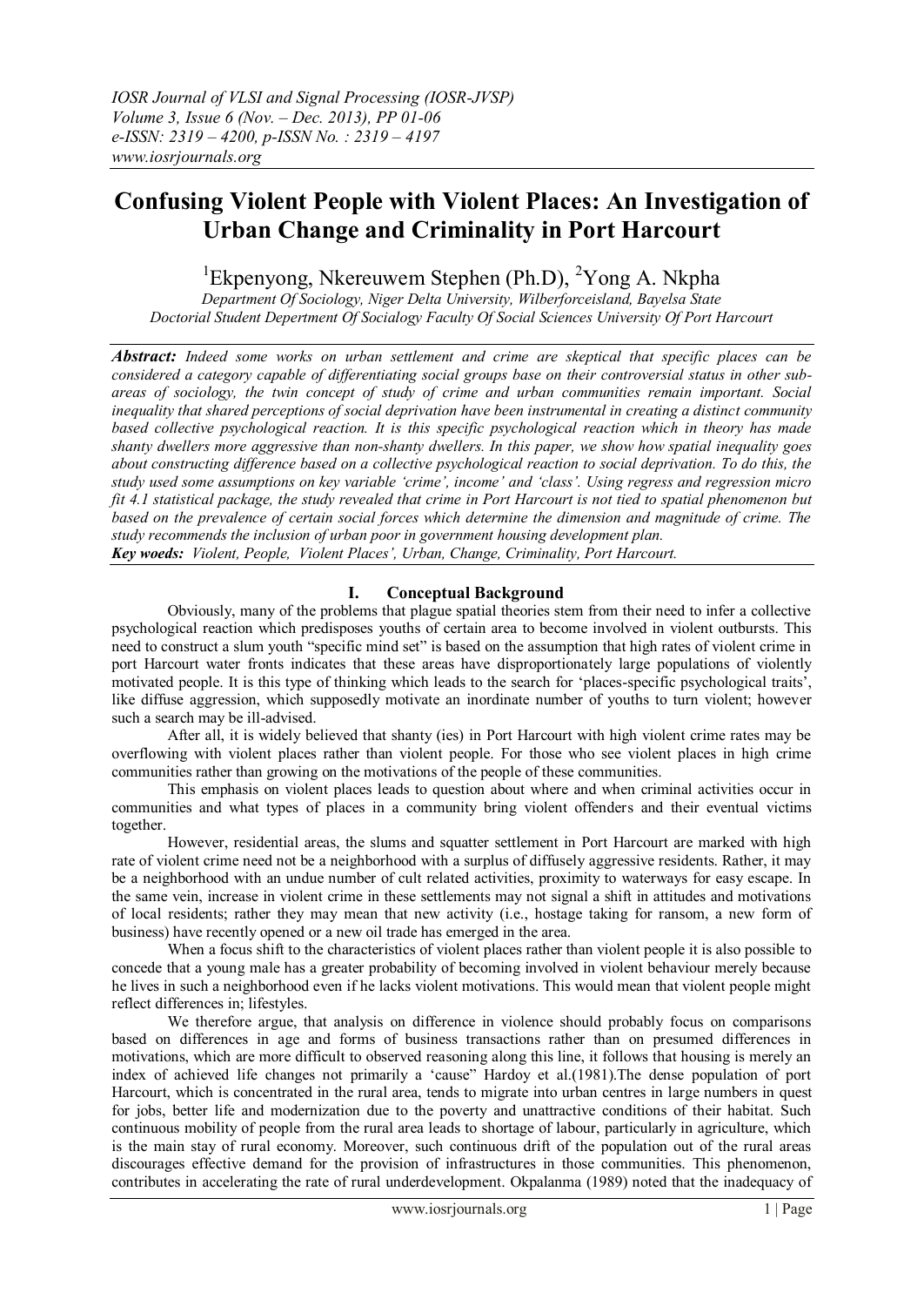# Confusing Violent People with Violent Places: An Investigation of Urban Change and Criminality in Port Harcourt

[1]Ekpenyong, Nkereuwem Stephen (Ph.D), [2]Yong A. Nkpha

*Department Of Sociology, Niger Delta University, Wilberforceisland, Bayelsa State*
*Doctorial Student Depertment Of Socialogy Faculty Of Social Sciences University Of Port Harcourt*

***Abstract:*** *Indeed some works on urban settlement and crime are skeptical that specific places can be considered a category capable of differentiating social groups base on their controversial status in other sub-areas of sociology, the twin concept of study of crime and urban communities remain important. Social inequality that shared perceptions of social deprivation have been instrumental in creating a distinct community based collective psychological reaction. It is this specific psychological reaction which in theory has made shanty dwellers more aggressive than non-shanty dwellers. In this paper, we show how spatial inequality goes about constructing difference based on a collective psychological reaction to social deprivation. To do this, the study used some assumptions on key variable 'crime', income' and 'class'. Using regress and regression micro fit 4.1 statistical package, the study revealed that crime in Port Harcourt is not tied to spatial phenomenon but based on the prevalence of certain social forces which determine the dimension and magnitude of crime. The study recommends the inclusion of urban poor in government housing development plan.*

***Key woeds:*** *Violent, People, Violent Places', Urban, Change, Criminality, Port Harcourt.*

## I. Conceptual Background

Obviously, many of the problems that plague spatial theories stem from their need to infer a collective psychological reaction which predisposes youths of certain area to become involved in violent outbursts. This need to construct a slum youth "specific mind set" is based on the assumption that high rates of violent crime in port Harcourt water fronts indicates that these areas have disproportionately large populations of violently motivated people. It is this type of thinking which leads to the search for 'places-specific psychological traits', like diffuse aggression, which supposedly motivate an inordinate number of youths to turn violent; however such a search may be ill-advised.

After all, it is widely believed that shanty (ies) in Port Harcourt with high violent crime rates may be overflowing with violent places rather than violent people. For those who see violent places in high crime communities rather than growing on the motivations of the people of these communities.

This emphasis on violent places leads to question about where and when criminal activities occur in communities and what types of places in a community bring violent offenders and their eventual victims together.

However, residential areas, the slums and squatter settlement in Port Harcourt are marked with high rate of violent crime need not be a neighborhood with a surplus of diffusely aggressive residents. Rather, it may be a neighborhood with an undue number of cult related activities, proximity to waterways for easy escape. In the same vein, increase in violent crime in these settlements may not signal a shift in attitudes and motivations of local residents; rather they may mean that new activity (i.e., hostage taking for ransom, a new form of business) have recently opened or a new oil trade has emerged in the area.

When a focus shift to the characteristics of violent places rather than violent people it is also possible to concede that a young male has a greater probability of becoming involved in violent behaviour merely because he lives in such a neighborhood even if he lacks violent motivations. This would mean that violent people might reflect differences in; lifestyles.

We therefore argue, that analysis on difference in violence should probably focus on comparisons based on differences in age and forms of business transactions rather than on presumed differences in motivations, which are more difficult to observed reasoning along this line, it follows that housing is merely an index of achieved life changes not primarily a 'cause" Hardoy et al.(1981).The dense population of port Harcourt, which is concentrated in the rural area, tends to migrate into urban centres in large numbers in quest for jobs, better life and modernization due to the poverty and unattractive conditions of their habitat. Such continuous mobility of people from the rural area leads to shortage of labour, particularly in agriculture, which is the main stay of rural economy. Moreover, such continuous drift of the population out of the rural areas discourages effective demand for the provision of infrastructures in those communities. This phenomenon, contributes in accelerating the rate of rural underdevelopment. Okpalanma (1989) noted that the inadequacy of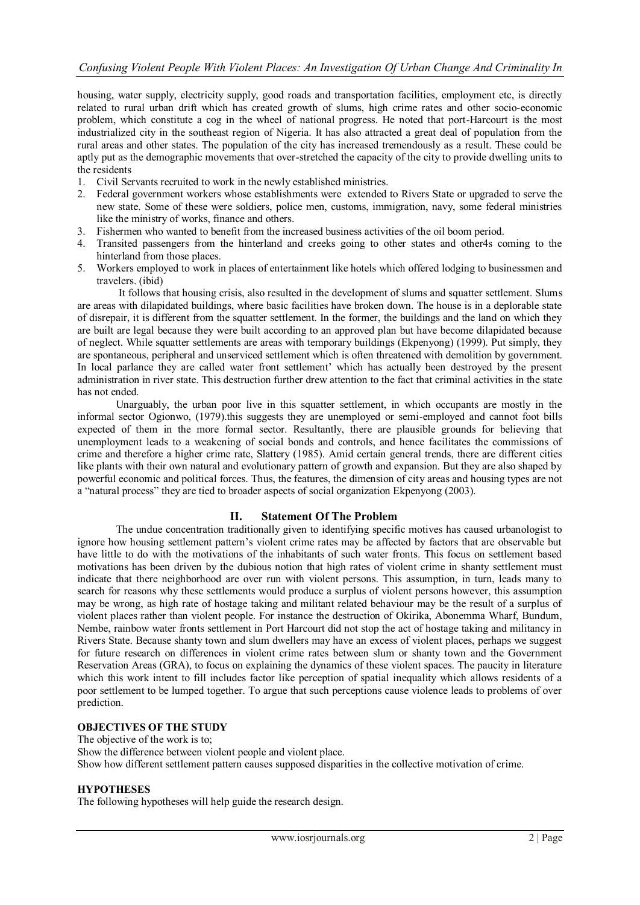housing, water supply, electricity supply, good roads and transportation facilities, employment etc, is directly related to rural urban drift which has created growth of slums, high crime rates and other socio-economic problem, which constitute a cog in the wheel of national progress. He noted that port-Harcourt is the most industrialized city in the southeast region of Nigeria. It has also attracted a great deal of population from the rural areas and other states. The population of the city has increased tremendously as a result. These could be aptly put as the demographic movements that over-stretched the capacity of the city to provide dwelling units to the residents

1. Civil Servants recruited to work in the newly established ministries.
2. Federal government workers whose establishments were extended to Rivers State or upgraded to serve the new state. Some of these were soldiers, police men, customs, immigration, navy, some federal ministries like the ministry of works, finance and others.
3. Fishermen who wanted to benefit from the increased business activities of the oil boom period.
4. Transited passengers from the hinterland and creeks going to other states and other4s coming to the hinterland from those places.
5. Workers employed to work in places of entertainment like hotels which offered lodging to businessmen and travelers. (ibid)

It follows that housing crisis, also resulted in the development of slums and squatter settlement. Slums are areas with dilapidated buildings, where basic facilities have broken down. The house is in a deplorable state of disrepair, it is different from the squatter settlement. In the former, the buildings and the land on which they are built are legal because they were built according to an approved plan but have become dilapidated because of neglect. While squatter settlements are areas with temporary buildings (Ekpenyong) (1999). Put simply, they are spontaneous, peripheral and unserviced settlement which is often threatened with demolition by government. In local parlance they are called water front settlement' which has actually been destroyed by the present administration in river state. This destruction further drew attention to the fact that criminal activities in the state has not ended.

Unarguably, the urban poor live in this squatter settlement, in which occupants are mostly in the informal sector Ogionwo, (1979).this suggests they are unemployed or semi-employed and cannot foot bills expected of them in the more formal sector. Resultantly, there are plausible grounds for believing that unemployment leads to a weakening of social bonds and controls, and hence facilitates the commissions of crime and therefore a higher crime rate, Slattery (1985). Amid certain general trends, there are different cities like plants with their own natural and evolutionary pattern of growth and expansion. But they are also shaped by powerful economic and political forces. Thus, the features, the dimension of city areas and housing types are not a "natural process" they are tied to broader aspects of social organization Ekpenyong (2003).

## II. Statement Of The Problem

The undue concentration traditionally given to identifying specific motives has caused urbanologist to ignore how housing settlement pattern's violent crime rates may be affected by factors that are observable but have little to do with the motivations of the inhabitants of such water fronts. This focus on settlement based motivations has been driven by the dubious notion that high rates of violent crime in shanty settlement must indicate that there neighborhood are over run with violent persons. This assumption, in turn, leads many to search for reasons why these settlements would produce a surplus of violent persons however, this assumption may be wrong, as high rate of hostage taking and militant related behaviour may be the result of a surplus of violent places rather than violent people. For instance the destruction of Okirika, Abonemma Wharf, Bundum, Nembe, rainbow water fronts settlement in Port Harcourt did not stop the act of hostage taking and militancy in Rivers State. Because shanty town and slum dwellers may have an excess of violent places, perhaps we suggest for future research on differences in violent crime rates between slum or shanty town and the Government Reservation Areas (GRA), to focus on explaining the dynamics of these violent spaces. The paucity in literature which this work intent to fill includes factor like perception of spatial inequality which allows residents of a poor settlement to be lumped together. To argue that such perceptions cause violence leads to problems of over prediction.

**OBJECTIVES OF THE STUDY**

The objective of the work is to;

Show the difference between violent people and violent place.

Show how different settlement pattern causes supposed disparities in the collective motivation of crime.

**HYPOTHESES**

The following hypotheses will help guide the research design.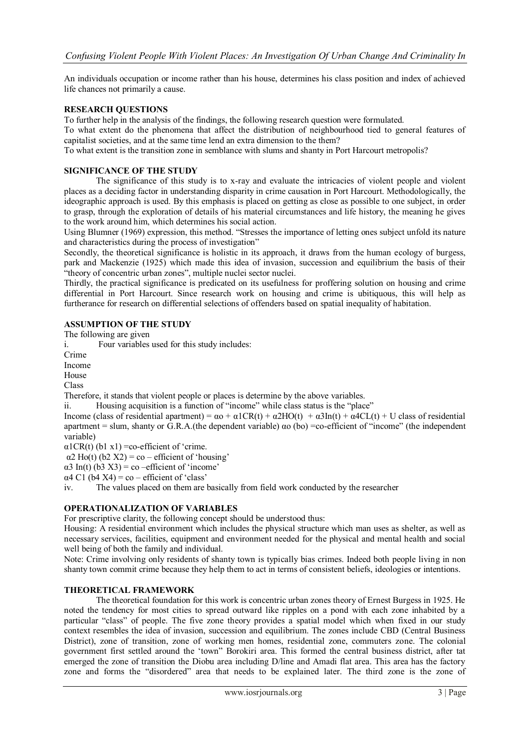An individuals occupation or income rather than his house, determines his class position and index of achieved life chances not primarily a cause.

## RESEARCH QUESTIONS

To further help in the analysis of the findings, the following research question were formulated.

To what extent do the phenomena that affect the distribution of neighbourhood tied to general features of capitalist societies, and at the same time lend an extra dimension to the them?

To what extent is the transition zone in semblance with slums and shanty in Port Harcourt metropolis?

## SIGNIFICANCE OF THE STUDY

The significance of this study is to x-ray and evaluate the intricacies of violent people and violent places as a deciding factor in understanding disparity in crime causation in Port Harcourt. Methodologically, the ideographic approach is used. By this emphasis is placed on getting as close as possible to one subject, in order to grasp, through the exploration of details of his material circumstances and life history, the meaning he gives to the work around him, which determines his social action.

Using Blumner (1969) expression, this method. "Stresses the importance of letting ones subject unfold its nature and characteristics during the process of investigation"

Secondly, the theoretical significance is holistic in its approach, it draws from the human ecology of burgess, park and Mackenzie (1925) which made this idea of invasion, succession and equilibrium the basis of their "theory of concentric urban zones", multiple nuclei sector nuclei.

Thirdly, the practical significance is predicated on its usefulness for proffering solution on housing and crime differential in Port Harcourt. Since research work on housing and crime is ubitiquous, this will help as furtherance for research on differential selections of offenders based on spatial inequality of habitation.

## ASSUMPTION OF THE STUDY

The following are given

i. Four variables used for this study includes:

Crime

Income

House

Class

Therefore, it stands that violent people or places is determine by the above variables.

ii. Housing acquisition is a function of "income" while class status is the "place"

Income (class of residential apartment) = $\alpha o + \alpha 1CR(t) + \alpha 2HO(t) + \alpha 3In(t) + \alpha 4CL(t) + U$ class of residential apartment = slum, shanty or G.R.A.(the dependent variable) $\alpha o$ (bo) =co-efficient of "income" (the independent variable)

$\alpha 1CR(t)$ (b1 x1) =co-efficient of 'crime.

$\alpha 2$ Ho(t) (b2 X2) = co – efficient of 'housing'

$\alpha 3$ In(t) (b3 X3) = co –efficient of 'income'

$\alpha 4$ C1 (b4 X4) = co – efficient of 'class'

iv. The values placed on them are basically from field work conducted by the researcher

## OPERATIONALIZATION OF VARIABLES

For prescriptive clarity, the following concept should be understood thus:

Housing: A residential environment which includes the physical structure which man uses as shelter, as well as necessary services, facilities, equipment and environment needed for the physical and mental health and social well being of both the family and individual.

Note: Crime involving only residents of shanty town is typically bias crimes. Indeed both people living in non shanty town commit crime because they help them to act in terms of consistent beliefs, ideologies or intentions.

## THEORETICAL FRAMEWORK

The theoretical foundation for this work is concentric urban zones theory of Ernest Burgess in 1925. He noted the tendency for most cities to spread outward like ripples on a pond with each zone inhabited by a particular "class" of people. The five zone theory provides a spatial model which when fixed in our study context resembles the idea of invasion, succession and equilibrium. The zones include CBD (Central Business District), zone of transition, zone of working men homes, residential zone, commuters zone. The colonial government first settled around the 'town" Borokiri area. This formed the central business district, after tat emerged the zone of transition the Diobu area including D/line and Amadi flat area. This area has the factory zone and forms the "disordered" area that needs to be explained later. The third zone is the zone of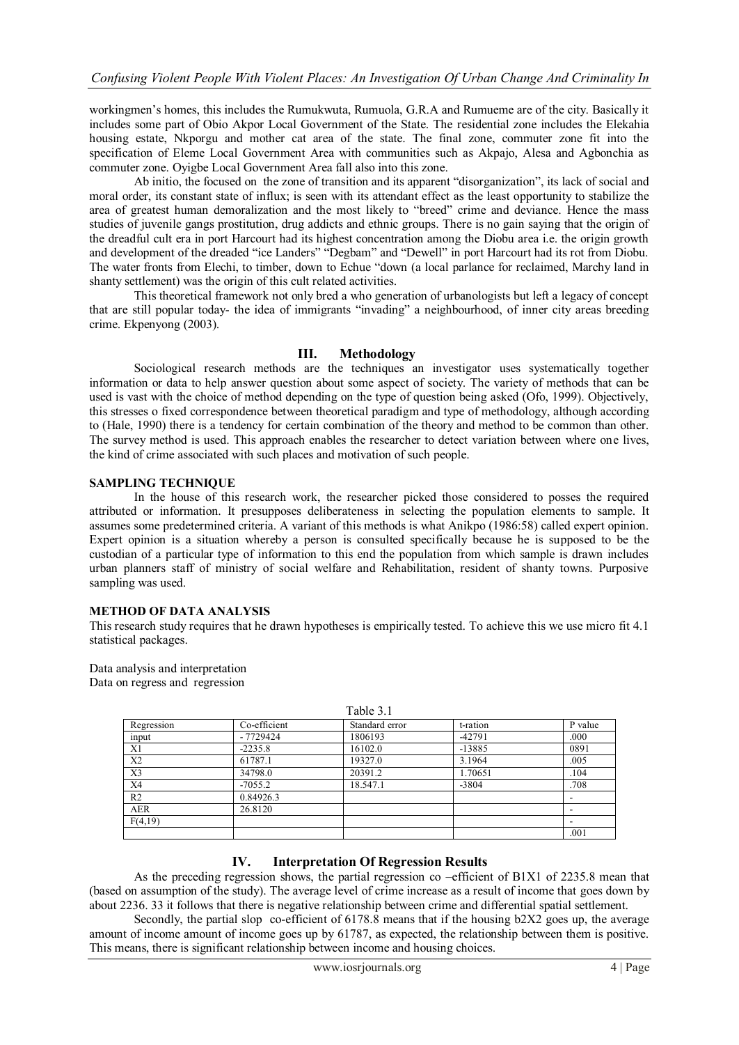workingmen's homes, this includes the Rumukwuta, Rumuola, G.R.A and Rumueme are of the city. Basically it includes some part of Obio Akpor Local Government of the State. The residential zone includes the Elekahia housing estate, Nkporgu and mother cat area of the state. The final zone, commuter zone fit into the specification of Eleme Local Government Area with communities such as Akpajo, Alesa and Agbonchia as commuter zone. Oyigbe Local Government Area fall also into this zone.

Ab initio, the focused on the zone of transition and its apparent "disorganization", its lack of social and moral order, its constant state of influx; is seen with its attendant effect as the least opportunity to stabilize the area of greatest human demoralization and the most likely to "breed" crime and deviance. Hence the mass studies of juvenile gangs prostitution, drug addicts and ethnic groups. There is no gain saying that the origin of the dreadful cult era in port Harcourt had its highest concentration among the Diobu area i.e. the origin growth and development of the dreaded "ice Landers" "Degbam" and "Dewell" in port Harcourt had its rot from Diobu. The water fronts from Elechi, to timber, down to Echue "down (a local parlance for reclaimed, Marchy land in shanty settlement) was the origin of this cult related activities.

This theoretical framework not only bred a who generation of urbanologists but left a legacy of concept that are still popular today- the idea of immigrants "invading" a neighbourhood, of inner city areas breeding crime. Ekpenyong (2003).

## III. Methodology

Sociological research methods are the techniques an investigator uses systematically together information or data to help answer question about some aspect of society. The variety of methods that can be used is vast with the choice of method depending on the type of question being asked (Ofo, 1999). Objectively, this stresses o fixed correspondence between theoretical paradigm and type of methodology, although according to (Hale, 1990) there is a tendency for certain combination of the theory and method to be common than other. The survey method is used. This approach enables the researcher to detect variation between where one lives, the kind of crime associated with such places and motivation of such people.

### SAMPLING TECHNIQUE

In the house of this research work, the researcher picked those considered to posses the required attributed or information. It presupposes deliberateness in selecting the population elements to sample. It assumes some predetermined criteria. A variant of this methods is what Anikpo (1986:58) called expert opinion. Expert opinion is a situation whereby a person is consulted specifically because he is supposed to be the custodian of a particular type of information to this end the population from which sample is drawn includes urban planners staff of ministry of social welfare and Rehabilitation, resident of shanty towns. Purposive sampling was used.

### METHOD OF DATA ANALYSIS

This research study requires that he drawn hypotheses is empirically tested. To achieve this we use micro fit 4.1 statistical packages.

Data analysis and interpretation
Data on regress and regression

Table 3.1

| Regression | Co-efficient | Standard error | t-ration | P value |
|---|---|---|---|---|
| input | - 7729424 | 1806193 | -42791 | .000 |
| X1 | -2235.8 | 16102.0 | -13885 | 0891 |
| X2 | 61787.1 | 19327.0 | 3.1964 | .005 |
| X3 | 34798.0 | 20391.2 | 1.70651 | .104 |
| X4 | -7055.2 | 18.547.1 | -3804 | .708 |
| R2 | 0.84926.3 | | | - |
| AER | 26.8120 | | | - |
| F(4,19) | | | | - |
| | | | | .001 |

## IV. Interpretation Of Regression Results

As the preceding regression shows, the partial regression co –efficient of B1X1 of 2235.8 mean that (based on assumption of the study). The average level of crime increase as a result of income that goes down by about 2236. 33 it follows that there is negative relationship between crime and differential spatial settlement.

Secondly, the partial slop co-efficient of 6178.8 means that if the housing b2X2 goes up, the average amount of income amount of income goes up by 61787, as expected, the relationship between them is positive. This means, there is significant relationship between income and housing choices.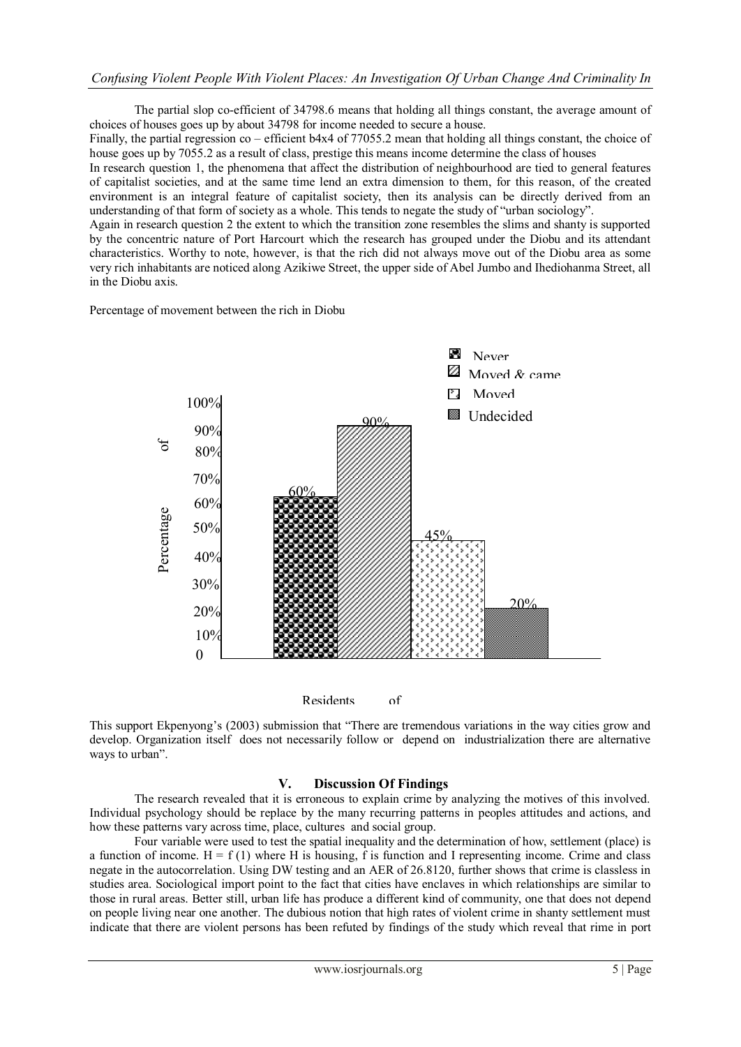The partial slop co-efficient of 34798.6 means that holding all things constant, the average amount of choices of houses goes up by about 34798 for income needed to secure a house.

Finally, the partial regression co – efficient b4x4 of 77055.2 mean that holding all things constant, the choice of house goes up by 7055.2 as a result of class, prestige this means income determine the class of houses

In research question 1, the phenomena that affect the distribution of neighbourhood are tied to general features of capitalist societies, and at the same time lend an extra dimension to them, for this reason, of the created environment is an integral feature of capitalist society, then its analysis can be directly derived from an understanding of that form of society as a whole. This tends to negate the study of "urban sociology".

Again in research question 2 the extent to which the transition zone resembles the slims and shanty is supported by the concentric nature of Port Harcourt which the research has grouped under the Diobu and its attendant characteristics. Worthy to note, however, is that the rich did not always move out of the Diobu area as some very rich inhabitants are noticed along Azikiwe Street, the upper side of Abel Jumbo and Ihediohanma Street, all in the Diobu axis.

Percentage of movement between the rich in Diobu

| Residents of | Percentage of |
| --- | --- |
| Never | 60% |
| Moved & came | 90% |
| Moved | 45% |
| Undecided | 20% |

This support Ekpenyong's (2003) submission that "There are tremendous variations in the way cities grow and develop. Organization itself does not necessarily follow or depend on industrialization there are alternative ways to urban".

## V. Discussion Of Findings

The research revealed that it is erroneous to explain crime by analyzing the motives of this involved. Individual psychology should be replace by the many recurring patterns in peoples attitudes and actions, and how these patterns vary across time, place, cultures and social group.

Four variable were used to test the spatial inequality and the determination of how, settlement (place) is a function of income. H = f (1) where H is housing, f is function and I representing income. Crime and class negate in the autocorrelation. Using DW testing and an AER of 26.8120, further shows that crime is classless in studies area. Sociological import point to the fact that cities have enclaves in which relationships are similar to those in rural areas. Better still, urban life has produce a different kind of community, one that does not depend on people living near one another. The dubious notion that high rates of violent crime in shanty settlement must indicate that there are violent persons has been refuted by findings of the study which reveal that rime in port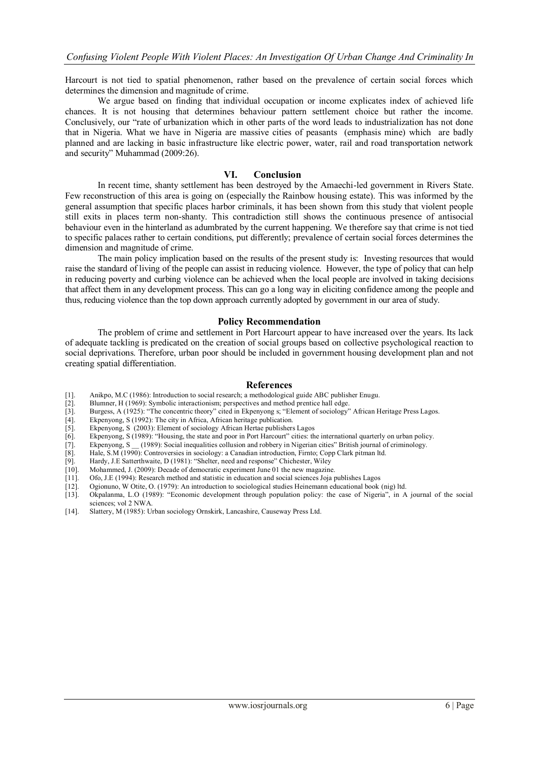Harcourt is not tied to spatial phenomenon, rather based on the prevalence of certain social forces which determines the dimension and magnitude of crime.

We argue based on finding that individual occupation or income explicates index of achieved life chances. It is not housing that determines behaviour pattern settlement choice but rather the income. Conclusively, our "rate of urbanization which in other parts of the word leads to industrialization has not done that in Nigeria. What we have in Nigeria are massive cities of peasants (emphasis mine) which are badly planned and are lacking in basic infrastructure like electric power, water, rail and road transportation network and security" Muhammad (2009:26).

## VI. Conclusion

In recent time, shanty settlement has been destroyed by the Amaechi-led government in Rivers State. Few reconstruction of this area is going on (especially the Rainbow housing estate). This was informed by the general assumption that specific places harbor criminals, it has been shown from this study that violent people still exits in places term non-shanty. This contradiction still shows the continuous presence of antisocial behaviour even in the hinterland as adumbrated by the current happening. We therefore say that crime is not tied to specific palaces rather to certain conditions, put differently; prevalence of certain social forces determines the dimension and magnitude of crime.

The main policy implication based on the results of the present study is: Investing resources that would raise the standard of living of the people can assist in reducing violence. However, the type of policy that can help in reducing poverty and curbing violence can be achieved when the local people are involved in taking decisions that affect them in any development process. This can go a long way in eliciting confidence among the people and thus, reducing violence than the top down approach currently adopted by government in our area of study.

## Policy Recommendation

The problem of crime and settlement in Port Harcourt appear to have increased over the years. Its lack of adequate tackling is predicated on the creation of social groups based on collective psychological reaction to social deprivations. Therefore, urban poor should be included in government housing development plan and not creating spatial differentiation.

## References

[1]. Anikpo, M.C (1986): Introduction to social research; a methodological guide ABC publisher Enugu.
[2]. Blumner, H (1969): Symbolic interactionism; perspectives and method prentice hall edge.
[3]. Burgess, A (1925): "The concentric theory" cited in Ekpenyong s; "Element of sociology" African Heritage Press Lagos.
[4]. Ekpenyong, S (1992): The city in Africa, African heritage publication.
[5]. Ekpenyong, S (2003): Element of sociology African Hertae publishers Lagos
[6]. Ekpenyong, S (1989): "Housing, the state and poor in Port Harcourt" cities: the international quarterly on urban policy.
[7]. Ekpenyong, S __ (1989): Social inequalities collusion and robbery in Nigerian cities" British journal of criminology.
[8]. Hale, S.M (1990): Controversies in sociology: a Canadian introduction, Firnto; Copp Clark pitman ltd.
[9]. Hardy, J.E Satterthwaite, D (1981): "Shelter, need and response" Chichester, Wiley
[10]. Mohammed, J. (2009): Decade of democratic experiment June 01 the new magazine.
[11]. Ofo, J.E (1994): Research method and statistic in education and social sciences Joja publishes Lagos
[12]. Ogionuno, W Otite, O. (1979): An introduction to sociological studies Heinemann educational book (nig) ltd.
[13]. Okpalanma, L.O (1989): "Economic development through population policy: the case of Nigeria", in A journal of the social sciences; vol 2 NWA.
[14]. Slattery, M (1985): Urban sociology Ornskirk, Lancashire, Causeway Press Ltd.